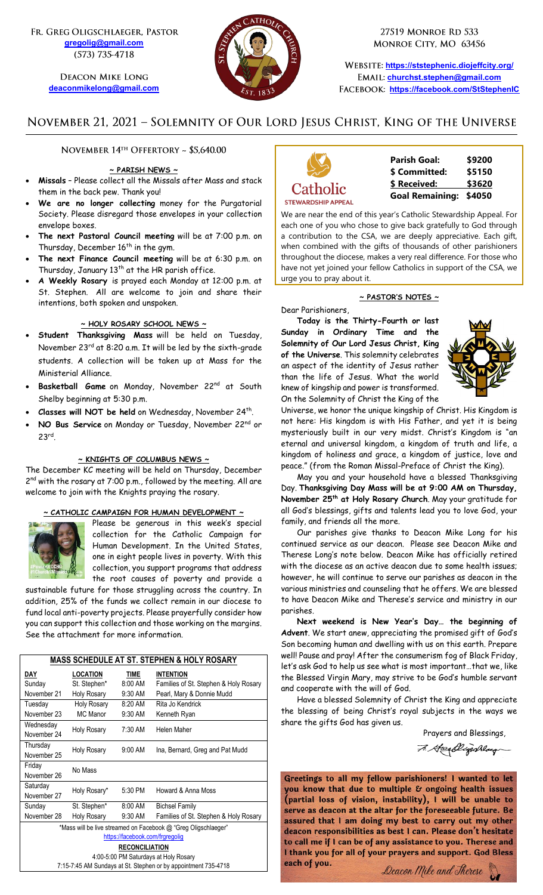Fr. Greg Oligschlaeger, Pastor
gregolig@gmail.com
(573) 735-4718

Deacon Mike Long
deaconmikelong@gmail.com

27519 Monroe Rd 533
Monroe City, MO 63456

Website: https://ststephenic.diojeffcity.org/
Email: churchst.stephen@gmail.com
Facebook: https://facebook.com/StStephenIC

# November 21, 2021 – Solemnity of Our Lord Jesus Christ, King of the Universe

### November 14th Offertory ~ $5,640.00

### ~ PARISH NEWS ~

- **Missals** – Please collect all the Missals after Mass and stack them in the back pew. Thank you!
- **We are no longer collecting** money for the Purgatorial Society. Please disregard those envelopes in your collection envelope boxes.
- **The next Pastoral Council meeting** will be at 7:00 p.m. on Thursday, December 16th in the gym.
- **The next Finance Council meeting** will be at 6:30 p.m. on Thursday, January 13th at the HR parish office.
- **A Weekly Rosary** is prayed each Monday at 12:00 p.m. at St. Stephen. All are welcome to join and share their intentions, both spoken and unspoken.

### ~ HOLY ROSARY SCHOOL NEWS ~

- **Student Thanksgiving Mass** will be held on Tuesday, November 23rd at 8:20 a.m. It will be led by the sixth-grade students. A collection will be taken up at Mass for the Ministerial Alliance.
- **Basketball Game** on Monday, November 22nd at South Shelby beginning at 5:30 p.m.
- **Classes will NOT be held** on Wednesday, November 24th.
- **NO Bus Service** on Monday or Tuesday, November 22nd or 23rd.

### ~ KNIGHTS OF COLUMBUS NEWS ~

The December KC meeting will be held on Thursday, December 2nd with the rosary at 7:00 p.m., followed by the meeting. All are welcome to join with the Knights praying the rosary.

### ~ CATHOLIC CAMPAIGN FOR HUMAN DEVELOPMENT ~

Please be generous in this week's special collection for the Catholic Campaign for Human Development. In the United States, one in eight people lives in poverty. With this collection, you support programs that address the root causes of poverty and provide a sustainable future for those struggling across the country. In addition, 25% of the funds we collect remain in our diocese to fund local anti-poverty projects. Please prayerfully consider how you can support this collection and those working on the margins. See the attachment for more information.

### MASS SCHEDULE AT ST. STEPHEN & HOLY ROSARY

| DAY | LOCATION | TIME | INTENTION |
|---|---|---|---|
| Sunday November 21 | St. Stephen* | 8:00 AM | Families of St. Stephen & Holy Rosary |
| | Holy Rosary | 9:30 AM | Pearl, Mary & Donnie Mudd |
| Tuesday November 23 | Holy Rosary | 8:20 AM | Rita Jo Kendrick |
| | MC Manor | 9:30 AM | Kenneth Ryan |
| Wednesday November 24 | Holy Rosary | 7:30 AM | Helen Maher |
| Thursday November 25 | Holy Rosary | 9:00 AM | Ina, Bernard, Greg and Pat Mudd |
| Friday November 26 | No Mass | | |
| Saturday November 27 | Holy Rosary* | 5:30 PM | Howard & Anna Moss |
| Sunday November 28 | St. Stephen* | 8:00 AM | Bichsel Family |
| | Holy Rosary | 9:30 AM | Families of St. Stephen & Holy Rosary |

*Mass will be live streamed on Facebook @ "Greg Oligschlaeger"
https://facebook.com/frgregolig

**RECONCILIATION**
4:00-5:00 PM Saturdays at Holy Rosary
7:15-7:45 AM Sundays at St. Stephen or by appointment 735-4718

### Catholic Stewardship Appeal

| | |
|---|---|
| **Parish Goal:** | **$9200** |
| **$ Committed:** | **$5150** |
| **$ Received:** | **$3620** |
| **Goal Remaining:** | **$4050** |

We are near the end of this year's Catholic Stewardship Appeal. For each one of you who chose to give back gratefully to God through a contribution to the CSA, we are deeply appreciative. Each gift, when combined with the gifts of thousands of other parishioners throughout the diocese, makes a very real difference. For those who have not yet joined your fellow Catholics in support of the CSA, we urge you to pray about it.

### ~ PASTOR'S NOTES ~

Dear Parishioners,

**Today is the Thirty-Fourth or last Sunday in Ordinary Time and the Solemnity of Our Lord Jesus Christ, King of the Universe**. This solemnity celebrates an aspect of the identity of Jesus rather than the life of Jesus. What the world knew of kingship and power is transformed. On the Solemnity of Christ the King of the Universe, we honor the unique kingship of Christ. His Kingdom is not here: His kingdom is with His Father, and yet it is being mysteriously built in our very midst. Christ's Kingdom is "an eternal and universal kingdom, a kingdom of truth and life, a kingdom of holiness and grace, a kingdom of justice, love and peace." (from the Roman Missal-Preface of Christ the King).

May you and your household have a blessed Thanksgiving Day. **Thanksgiving Day Mass will be at 9:00 AM on Thursday, November 25th at Holy Rosary Church**. May your gratitude for all God's blessings, gifts and talents lead you to love God, your family, and friends all the more.

Our parishes give thanks to Deacon Mike Long for his continued service as our deacon. Please see Deacon Mike and Therese Long's note below. Deacon Mike has officially retired with the diocese as an active deacon due to some health issues; however, he will continue to serve our parishes as deacon in the various ministries and counseling that he offers. We are blessed to have Deacon Mike and Therese's service and ministry in our parishes.

**Next weekend is New Year's Day… the beginning of Advent**. We start anew, appreciating the promised gift of God's Son becoming human and dwelling with us on this earth. Prepare well! Pause and pray! After the consumerism fog of Black Friday, let's ask God to help us see what is most important…that we, like the Blessed Virgin Mary, may strive to be God's humble servant and cooperate with the will of God.

Have a blessed Solemnity of Christ the King and appreciate the blessing of being Christ's royal subjects in the ways we share the gifts God has given us.

Prayers and Blessings,

Fr. Greg Oligschlaeger

Greetings to all my fellow parishioners! I wanted to let you know that due to multiple & ongoing health issues (partial loss of vision, instability), I will be unable to serve as deacon at the altar for the foreseeable future. Be assured that I am doing my best to carry out my other deacon responsibilities as best I can. Please don't hesitate to call me if I can be of any assistance to you. Therese and I thank you for all of your prayers and support. God Bless each of you.

*Deacon Mike and Therese*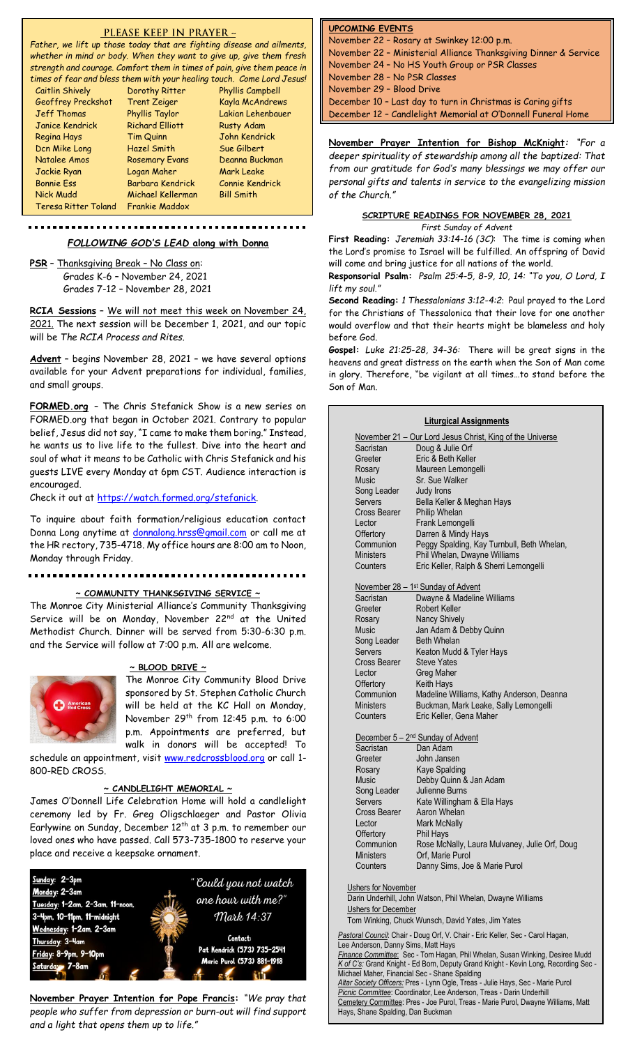## PLEASE KEEP IN PRAYER ~

*Father, we lift up those today that are fighting disease and ailments, whether in mind or body. When they want to give up, give them fresh strength and courage. Comfort them in times of pain, give them peace in times of fear and bless them with your healing touch. Come Lord Jesus!*

| | | |
|---|---|---|
| Caitlin Shively | Dorothy Ritter | Phyllis Campbell |
| Geoffrey Preckshot | Trent Zeiger | Kayla McAndrews |
| Jeff Thomas | Phyllis Taylor | Lakian Lehenbauer |
| Janice Kendrick | Richard Elliott | Rusty Adam |
| Regina Hays | Tim Quinn | John Kendrick |
| Dcn Mike Long | Hazel Smith | Sue Gilbert |
| Natalee Amos | Rosemary Evans | Deanna Buckman |
| Jackie Ryan | Logan Maher | Mark Leake |
| Bonnie Ess | Barbara Kendrick | Connie Kendrick |
| Nick Mudd | Michael Kellerman | Bill Smith |
| Teresa Ritter Toland | Frankie Maddox | |

### *FOLLOWING GOD'S LEAD* along with Donna

**PSR** – Thanksgiving Break – No Class on:
Grades K-6 – November 24, 2021
Grades 7-12 – November 28, 2021

**RCIA Sessions** – We will not meet this week on November 24, 2021. The next session will be December 1, 2021, and our topic will be *The RCIA Process and Rites.*

**Advent** – begins November 28, 2021 – we have several options available for your Advent preparations for individual, families, and small groups.

**FORMED.org** – The Chris Stefanick Show is a new series on FORMED.org that began in October 2021. Contrary to popular belief, Jesus did not say, "I came to make them boring." Instead, he wants us to live life to the fullest. Dive into the heart and soul of what it means to be Catholic with Chris Stefanick and his guests LIVE every Monday at 6pm CST. Audience interaction is encouraged.

Check it out at https://watch.formed.org/stefanick.

To inquire about faith formation/religious education contact Donna Long anytime at donnalong.hrss@gmail.com or call me at the HR rectory, 735-4718. My office hours are 8:00 am to Noon, Monday through Friday.

### ~ COMMUNITY THANKSGIVING SERVICE ~

The Monroe City Ministerial Alliance's Community Thanksgiving Service will be on Monday, November 22nd at the United Methodist Church. Dinner will be served from 5:30-6:30 p.m. and the Service will follow at 7:00 p.m. All are welcome.

### ~ BLOOD DRIVE ~

The Monroe City Community Blood Drive sponsored by St. Stephen Catholic Church will be held at the KC Hall on Monday, November 29th from 12:45 p.m. to 6:00 p.m. Appointments are preferred, but walk in donors will be accepted! To schedule an appointment, visit www.redcrossblood.org or call 1-800-RED CROSS.

### ~ CANDLELIGHT MEMORIAL ~

James O'Donnell Life Celebration Home will hold a candlelight ceremony led by Fr. Greg Oligschlaeger and Pastor Olivia Earlywine on Sunday, December 12th at 3 p.m. to remember our loved ones who have passed. Call 573-735-1800 to reserve your place and receive a keepsake ornament.

**Sunday:** 2-3pm
**Monday:** 2-3am
**Tuesday:** 1-2am, 2-3am, 11-noon, 3-4pm, 10-11pm, 11-midnight
**Wednesday:** 1-2am, 2-3am
**Thursday:** 3-4am
**Friday:** 8-9pm, 9-10pm
**Saturday:** 7-8am

*"Could you not watch one hour with me?" Mark 14:37*

Contact:
Pat Kendrick (573) 735-2541
Marie Purol (573) 881-1918

**November Prayer Intention for Pope Francis:** *"We pray that people who suffer from depression or burn-out will find support and a light that opens them up to life."*

### UPCOMING EVENTS

November 22 – Rosary at Swinkey 12:00 p.m.
November 22 – Ministerial Alliance Thanksgiving Dinner & Service
November 24 – No HS Youth Group or PSR Classes
November 28 – No PSR Classes
November 29 – Blood Drive
December 10 – Last day to turn in Christmas is Caring gifts
December 12 – Candlelight Memorial at O'Donnell Funeral Home

**November Prayer Intention for Bishop McKnight:** *"For a deeper spirituality of stewardship among all the baptized: That from our gratitude for God's many blessings we may offer our personal gifts and talents in service to the evangelizing mission of the Church."*

### SCRIPTURE READINGS FOR NOVEMBER 28, 2021

*First Sunday of Advent*

**First Reading:** *Jeremiah 33:14-16 (3C)*: The time is coming when the Lord's promise to Israel will be fulfilled. An offspring of David will come and bring justice for all nations of the world.

**Responsorial Psalm:** *Psalm 25:4-5, 8-9, 10, 14: "To you, O Lord, I lift my soul."*

**Second Reading:** *1 Thessalonians 3:12-4:2:* Paul prayed to the Lord for the Christians of Thessalonica that their love for one another would overflow and that their hearts might be blameless and holy before God.

**Gospel:** *Luke 21:25-28, 34-36:* There will be great signs in the heavens and great distress on the earth when the Son of Man come in glory. Therefore, "be vigilant at all times…to stand before the Son of Man.

### Liturgical Assignments

November 21 – Our Lord Jesus Christ, King of the Universe

| | |
|---|---|
| Sacristan | Doug & Julie Orf |
| Greeter | Eric & Beth Keller |
| Rosary | Maureen Lemongelli |
| Music | Sr. Sue Walker |
| Song Leader | Judy Irons |
| Servers | Bella Keller & Meghan Hays |
| Cross Bearer | Philip Whelan |
| Lector | Frank Lemongelli |
| Offertory | Darren & Mindy Hays |
| Communion Ministers | Peggy Spalding, Kay Turnbull, Beth Whelan, Phil Whelan, Dwayne Williams |
| Counters | Eric Keller, Ralph & Sherri Lemongelli |

November 28 – 1st Sunday of Advent

| | |
|---|---|
| Sacristan | Dwayne & Madeline Williams |
| Greeter | Robert Keller |
| Rosary | Nancy Shively |
| Music | Jan Adam & Debby Quinn |
| Song Leader | Beth Whelan |
| Servers | Keaton Mudd & Tyler Hays |
| Cross Bearer | Steve Yates |
| Lector | Greg Maher |
| Offertory | Keith Hays |
| Communion Ministers | Madeline Williams, Kathy Anderson, Deanna Buckman, Mark Leake, Sally Lemongelli |
| Counters | Eric Keller, Gena Maher |

December 5 – 2nd Sunday of Advent

| | |
|---|---|
| Sacristan | Dan Adam |
| Greeter | John Jansen |
| Rosary | Kaye Spalding |
| Music | Debby Quinn & Jan Adam |
| Song Leader | Julienne Burns |
| Servers | Kate Willingham & Ella Hays |
| Cross Bearer | Aaron Whelan |
| Lector | Mark McNally |
| Offertory | Phil Hays |
| Communion Ministers | Rose McNally, Laura Mulvaney, Julie Orf, Doug Orf, Marie Purol |
| Counters | Danny Sims, Joe & Marie Purol |

Ushers for November
Darin Underhill, John Watson, Phil Whelan, Dwayne Williams
Ushers for December
Tom Winking, Chuck Wunsch, David Yates, Jim Yates

*Pastoral Council*: Chair - Doug Orf, V. Chair - Eric Keller, Sec - Carol Hagan, Lee Anderson, Danny Sims, Matt Hays
*Finance Committee*: Sec - Tom Hagan, Phil Whelan, Susan Winking, Desiree Mudd
*K of C's*: Grand Knight - Ed Born, Deputy Grand Knight - Kevin Long, Recording Sec - Michael Maher, Financial Sec - Shane Spalding
*Altar Society Officers*: Pres - Lynn Ogle, Treas - Julie Hays, Sec - Marie Purol
*Picnic Committee*: Coordinator, Lee Anderson, Treas - Darin Underhill
Cemetery Committee: Pres - Joe Purol, Treas - Marie Purol, Dwayne Williams, Matt Hays, Shane Spalding, Dan Buckman